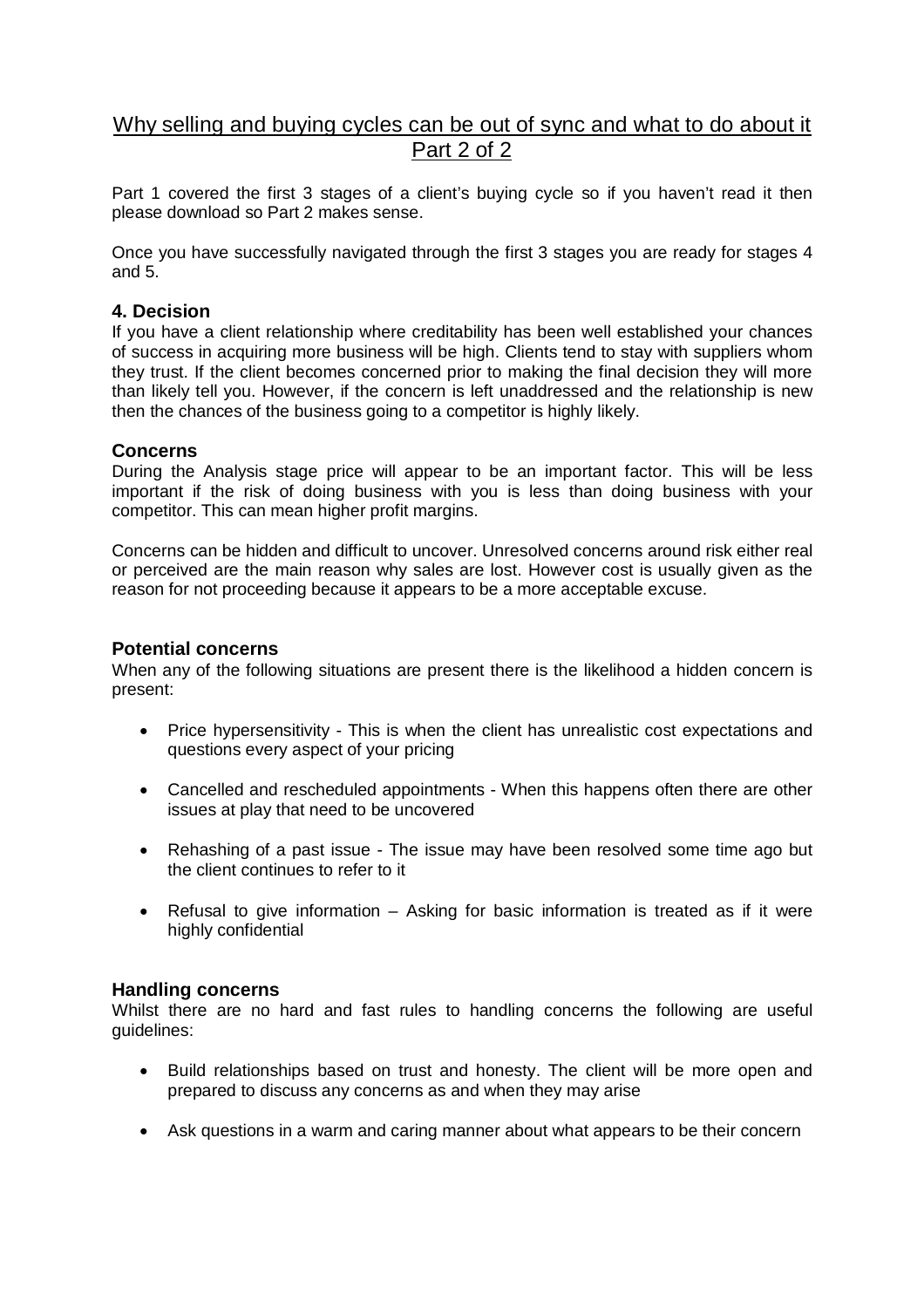# Why selling and buying cycles can be out of sync and what to do about it
## Part 2 of 2

Part 1 covered the first 3 stages of a client's buying cycle so if you haven't read it then please download so Part 2 makes sense.

Once you have successfully navigated through the first 3 stages you are ready for stages 4 and 5.

### 4. Decision

If you have a client relationship where creditability has been well established your chances of success in acquiring more business will be high. Clients tend to stay with suppliers whom they trust. If the client becomes concerned prior to making the final decision they will more than likely tell you. However, if the concern is left unaddressed and the relationship is new then the chances of the business going to a competitor is highly likely.

### Concerns

During the Analysis stage price will appear to be an important factor. This will be less important if the risk of doing business with you is less than doing business with your competitor. This can mean higher profit margins.

Concerns can be hidden and difficult to uncover. Unresolved concerns around risk either real or perceived are the main reason why sales are lost. However cost is usually given as the reason for not proceeding because it appears to be a more acceptable excuse.

### Potential concerns

When any of the following situations are present there is the likelihood a hidden concern is present:

- Price hypersensitivity - This is when the client has unrealistic cost expectations and questions every aspect of your pricing
- Cancelled and rescheduled appointments - When this happens often there are other issues at play that need to be uncovered
- Rehashing of a past issue - The issue may have been resolved some time ago but the client continues to refer to it
- Refusal to give information – Asking for basic information is treated as if it were highly confidential

### Handling concerns

Whilst there are no hard and fast rules to handling concerns the following are useful guidelines:

- Build relationships based on trust and honesty. The client will be more open and prepared to discuss any concerns as and when they may arise
- Ask questions in a warm and caring manner about what appears to be their concern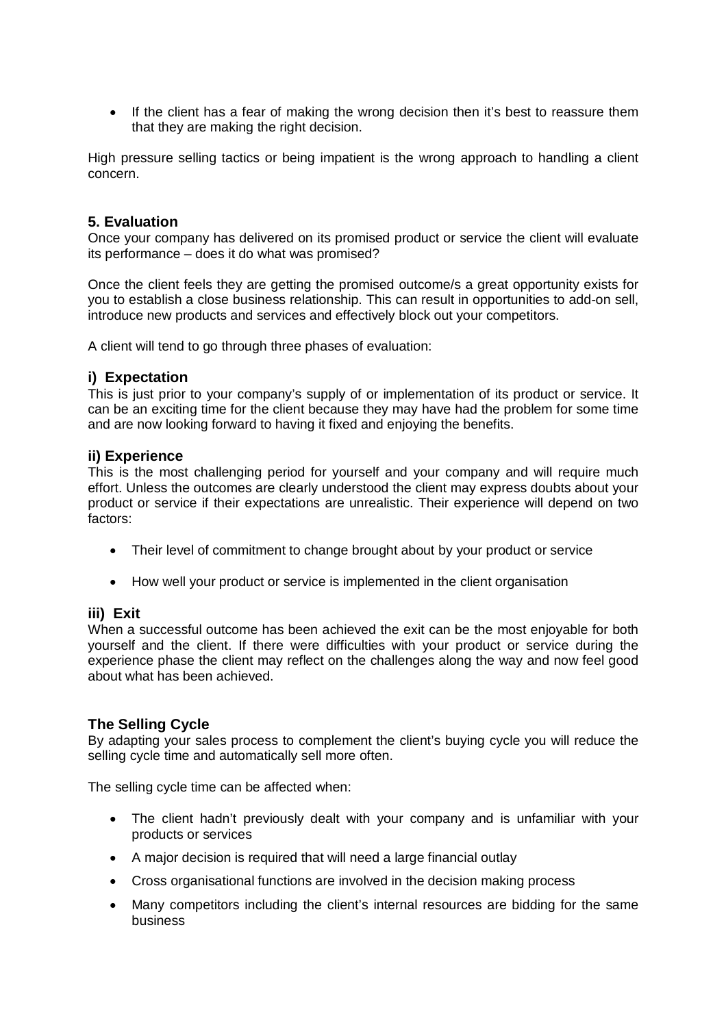- If the client has a fear of making the wrong decision then it's best to reassure them that they are making the right decision.

High pressure selling tactics or being impatient is the wrong approach to handling a client concern.

## 5. Evaluation

Once your company has delivered on its promised product or service the client will evaluate its performance – does it do what was promised?

Once the client feels they are getting the promised outcome/s a great opportunity exists for you to establish a close business relationship. This can result in opportunities to add-on sell, introduce new products and services and effectively block out your competitors.

A client will tend to go through three phases of evaluation:

### i) Expectation

This is just prior to your company's supply of or implementation of its product or service. It can be an exciting time for the client because they may have had the problem for some time and are now looking forward to having it fixed and enjoying the benefits.

### ii) Experience

This is the most challenging period for yourself and your company and will require much effort. Unless the outcomes are clearly understood the client may express doubts about your product or service if their expectations are unrealistic. Their experience will depend on two factors:

- Their level of commitment to change brought about by your product or service
- How well your product or service is implemented in the client organisation

### iii) Exit

When a successful outcome has been achieved the exit can be the most enjoyable for both yourself and the client. If there were difficulties with your product or service during the experience phase the client may reflect on the challenges along the way and now feel good about what has been achieved.

## The Selling Cycle

By adapting your sales process to complement the client's buying cycle you will reduce the selling cycle time and automatically sell more often.

The selling cycle time can be affected when:

- The client hadn't previously dealt with your company and is unfamiliar with your products or services
- A major decision is required that will need a large financial outlay
- Cross organisational functions are involved in the decision making process
- Many competitors including the client's internal resources are bidding for the same business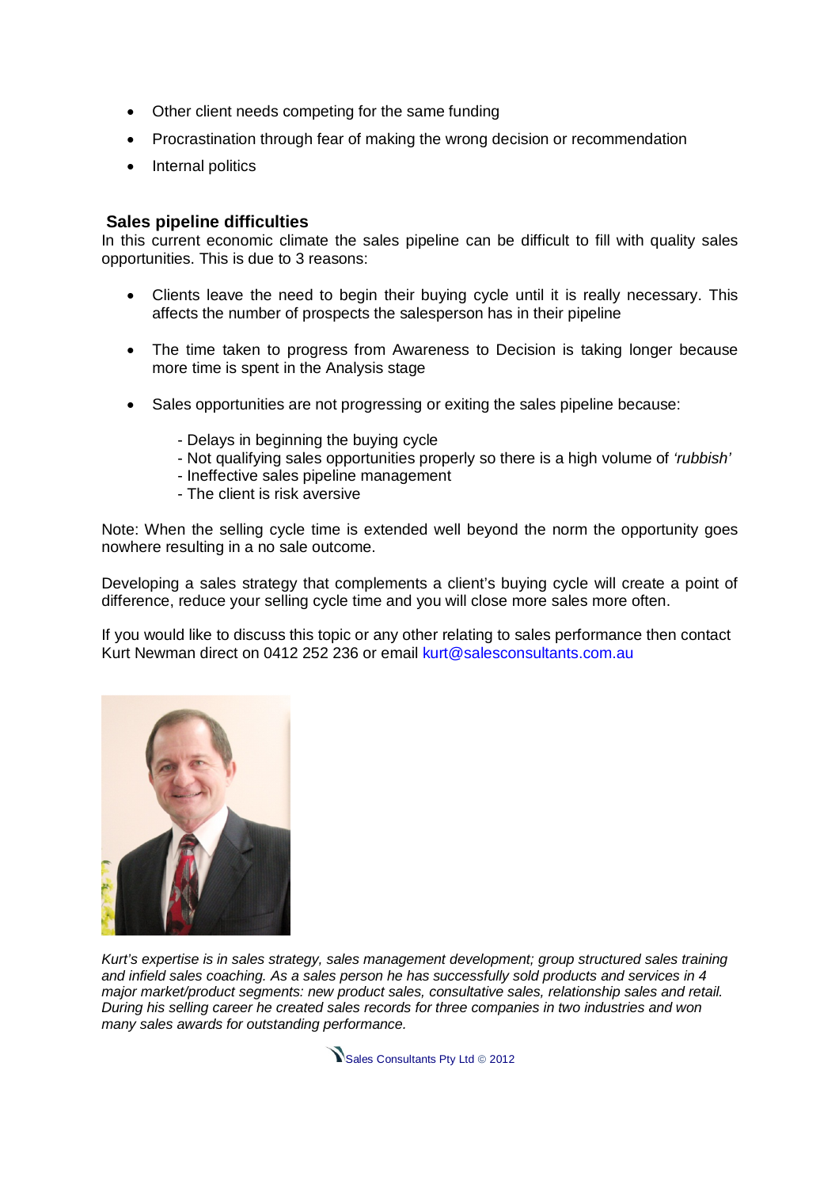- Other client needs competing for the same funding
- Procrastination through fear of making the wrong decision or recommendation
- Internal politics

**Sales pipeline difficulties**

In this current economic climate the sales pipeline can be difficult to fill with quality sales opportunities. This is due to 3 reasons:

- Clients leave the need to begin their buying cycle until it is really necessary. This affects the number of prospects the salesperson has in their pipeline

- The time taken to progress from Awareness to Decision is taking longer because more time is spent in the Analysis stage

- Sales opportunities are not progressing or exiting the sales pipeline because:

  - Delays in beginning the buying cycle
  - Not qualifying sales opportunities properly so there is a high volume of *'rubbish'*
  - Ineffective sales pipeline management
  - The client is risk aversive

Note: When the selling cycle time is extended well beyond the norm the opportunity goes nowhere resulting in a no sale outcome.

Developing a sales strategy that complements a client's buying cycle will create a point of difference, reduce your selling cycle time and you will close more sales more often.

If you would like to discuss this topic or any other relating to sales performance then contact Kurt Newman direct on 0412 252 236 or email kurt@salesconsultants.com.au

*Kurt's expertise is in sales strategy, sales management development; group structured sales training and infield sales coaching. As a sales person he has successfully sold products and services in 4 major market/product segments: new product sales, consultative sales, relationship sales and retail. During his selling career he created sales records for three companies in two industries and won many sales awards for outstanding performance.*

Sales Consultants Pty Ltd © 2012